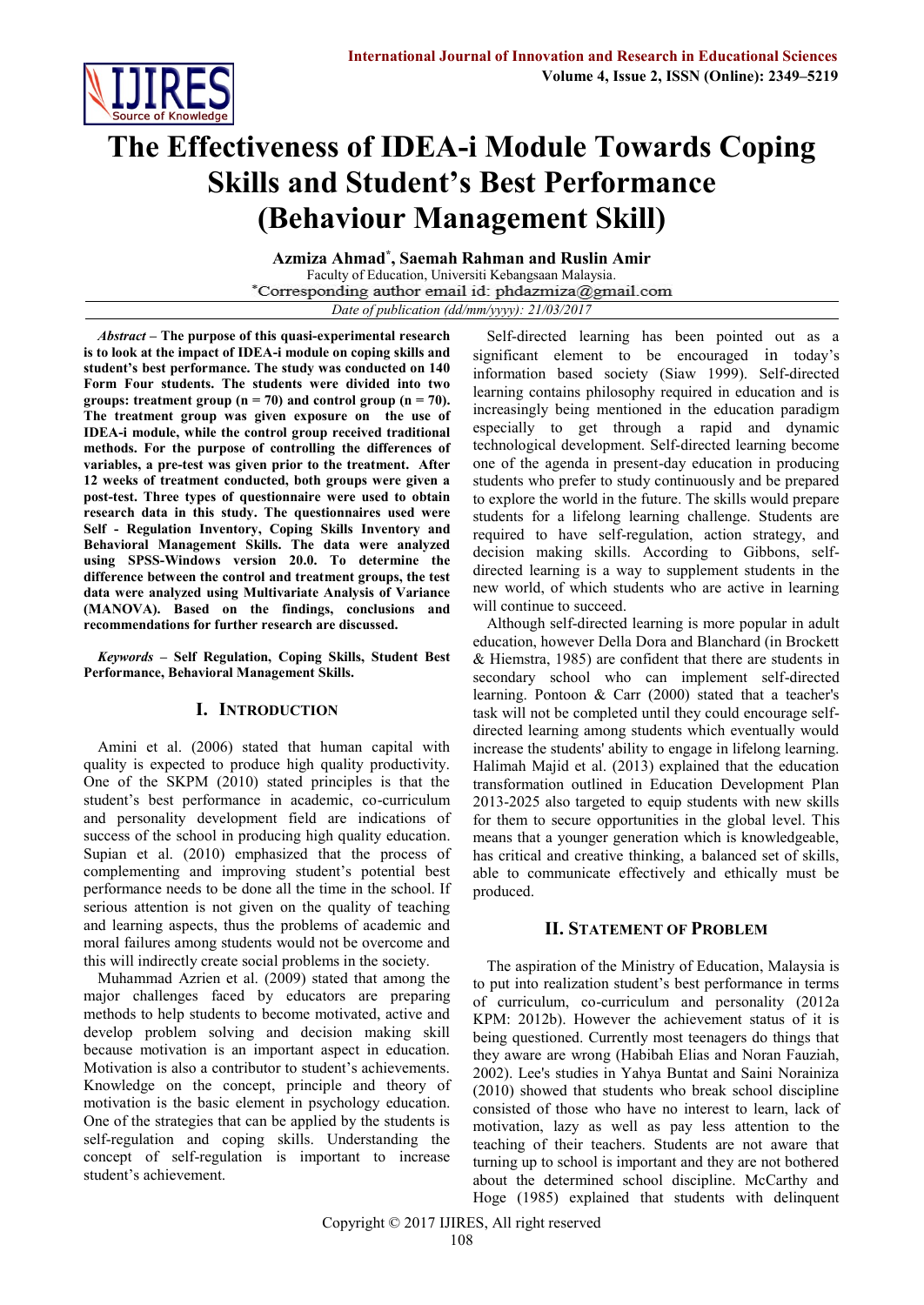# The Effectiveness of IDEA-i Module Towards Coping Skills and Student's Best Performance (Behaviour Management Skill)

**Azmiza Ahmad***, **Saemah Rahman and Ruslin Amir**

Faculty of Education, Universiti Kebangsaan Malaysia.

*Corresponding author email id: phdazmiza@gmail.com

*Date of publication (dd/mm/yyyy): 21/03/2017*

***Abstract*** **– The purpose of this quasi-experimental research is to look at the impact of IDEA-i module on coping skills and student's best performance. The study was conducted on 140 Form Four students. The students were divided into two groups: treatment group (n = 70) and control group (n = 70). The treatment group was given exposure on the use of IDEA-i module, while the control group received traditional methods. For the purpose of controlling the differences of variables, a pre-test was given prior to the treatment. After 12 weeks of treatment conducted, both groups were given a post-test. Three types of questionnaire were used to obtain research data in this study. The questionnaires used were Self - Regulation Inventory, Coping Skills Inventory and Behavioral Management Skills. The data were analyzed using SPSS-Windows version 20.0. To determine the difference between the control and treatment groups, the test data were analyzed using Multivariate Analysis of Variance (MANOVA). Based on the findings, conclusions and recommendations for further research are discussed.**

***Keywords*** **– Self Regulation, Coping Skills, Student Best Performance, Behavioral Management Skills.**

## I. Introduction

Amini et al. (2006) stated that human capital with quality is expected to produce high quality productivity. One of the SKPM (2010) stated principles is that the student's best performance in academic, co-curriculum and personality development field are indications of success of the school in producing high quality education. Supian et al. (2010) emphasized that the process of complementing and improving student's potential best performance needs to be done all the time in the school. If serious attention is not given on the quality of teaching and learning aspects, thus the problems of academic and moral failures among students would not be overcome and this will indirectly create social problems in the society.

Muhammad Azrien et al. (2009) stated that among the major challenges faced by educators are preparing methods to help students to become motivated, active and develop problem solving and decision making skill because motivation is an important aspect in education. Motivation is also a contributor to student's achievements. Knowledge on the concept, principle and theory of motivation is the basic element in psychology education. One of the strategies that can be applied by the students is self-regulation and coping skills. Understanding the concept of self-regulation is important to increase student's achievement.

Self-directed learning has been pointed out as a significant element to be encouraged in today's information based society (Siaw 1999). Self-directed learning contains philosophy required in education and is increasingly being mentioned in the education paradigm especially to get through a rapid and dynamic technological development. Self-directed learning become one of the agenda in present-day education in producing students who prefer to study continuously and be prepared to explore the world in the future. The skills would prepare students for a lifelong learning challenge. Students are required to have self-regulation, action strategy, and decision making skills. According to Gibbons, self-directed learning is a way to supplement students in the new world, of which students who are active in learning will continue to succeed.

Although self-directed learning is more popular in adult education, however Della Dora and Blanchard (in Brockett & Hiemstra, 1985) are confident that there are students in secondary school who can implement self-directed learning. Pontoon & Carr (2000) stated that a teacher's task will not be completed until they could encourage self-directed learning among students which eventually would increase the students' ability to engage in lifelong learning. Halimah Majid et al. (2013) explained that the education transformation outlined in Education Development Plan 2013-2025 also targeted to equip students with new skills for them to secure opportunities in the global level. This means that a younger generation which is knowledgeable, has critical and creative thinking, a balanced set of skills, able to communicate effectively and ethically must be produced.

## II. Statement of Problem

The aspiration of the Ministry of Education, Malaysia is to put into realization student's best performance in terms of curriculum, co-curriculum and personality (2012a KPM: 2012b). However the achievement status of it is being questioned. Currently most teenagers do things that they aware are wrong (Habibah Elias and Noran Fauziah, 2002). Lee's studies in Yahya Buntat and Saini Norainiza (2010) showed that students who break school discipline consisted of those who have no interest to learn, lack of motivation, lazy as well as pay less attention to the teaching of their teachers. Students are not aware that turning up to school is important and they are not bothered about the determined school discipline. McCarthy and Hoge (1985) explained that students with delinquent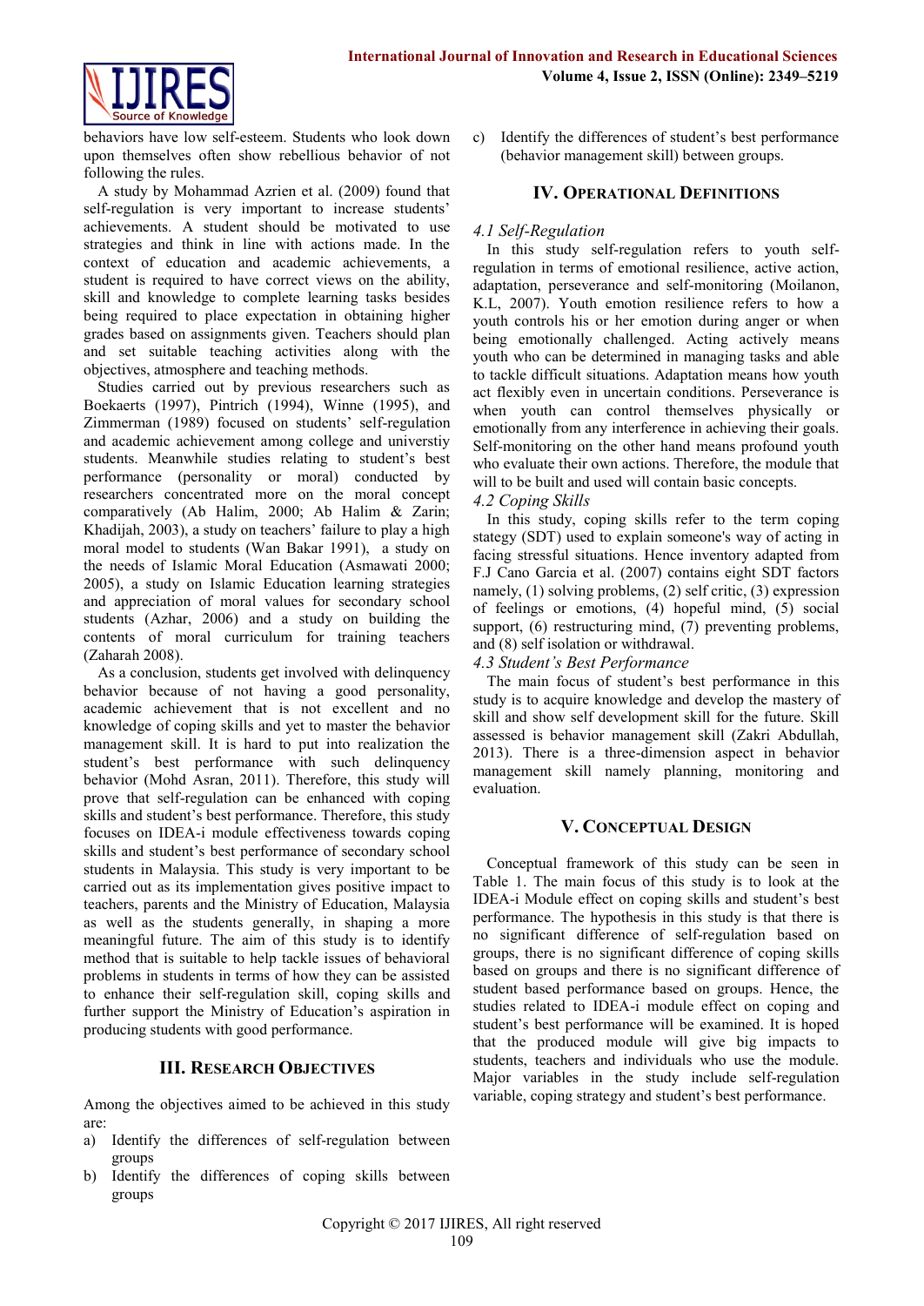behaviors have low self-esteem. Students who look down upon themselves often show rebellious behavior of not following the rules.

A study by Mohammad Azrien et al. (2009) found that self-regulation is very important to increase students' achievements. A student should be motivated to use strategies and think in line with actions made. In the context of education and academic achievements, a student is required to have correct views on the ability, skill and knowledge to complete learning tasks besides being required to place expectation in obtaining higher grades based on assignments given. Teachers should plan and set suitable teaching activities along with the objectives, atmosphere and teaching methods.

Studies carried out by previous researchers such as Boekaerts (1997), Pintrich (1994), Winne (1995), and Zimmerman (1989) focused on students' self-regulation and academic achievement among college and universtiy students. Meanwhile studies relating to student's best performance (personality or moral) conducted by researchers concentrated more on the moral concept comparatively (Ab Halim, 2000; Ab Halim & Zarin; Khadijah, 2003), a study on teachers' failure to play a high moral model to students (Wan Bakar 1991), a study on the needs of Islamic Moral Education (Asmawati 2000; 2005), a study on Islamic Education learning strategies and appreciation of moral values for secondary school students (Azhar, 2006) and a study on building the contents of moral curriculum for training teachers (Zaharah 2008).

As a conclusion, students get involved with delinquency behavior because of not having a good personality, academic achievement that is not excellent and no knowledge of coping skills and yet to master the behavior management skill. It is hard to put into realization the student's best performance with such delinquency behavior (Mohd Asran, 2011). Therefore, this study will prove that self-regulation can be enhanced with coping skills and student's best performance. Therefore, this study focuses on IDEA-i module effectiveness towards coping skills and student's best performance of secondary school students in Malaysia. This study is very important to be carried out as its implementation gives positive impact to teachers, parents and the Ministry of Education, Malaysia as well as the students generally, in shaping a more meaningful future. The aim of this study is to identify method that is suitable to help tackle issues of behavioral problems in students in terms of how they can be assisted to enhance their self-regulation skill, coping skills and further support the Ministry of Education's aspiration in producing students with good performance.

## III. Research Objectives

Among the objectives aimed to be achieved in this study are:

a) Identify the differences of self-regulation between groups
b) Identify the differences of coping skills between groups
c) Identify the differences of student's best performance (behavior management skill) between groups.

## IV. Operational Definitions

### *4.1 Self-Regulation*

In this study self-regulation refers to youth self-regulation in terms of emotional resilience, active action, adaptation, perseverance and self-monitoring (Moilanon, K.L, 2007). Youth emotion resilience refers to how a youth controls his or her emotion during anger or when being emotionally challenged. Acting actively means youth who can be determined in managing tasks and able to tackle difficult situations. Adaptation means how youth act flexibly even in uncertain conditions. Perseverance is when youth can control themselves physically or emotionally from any interference in achieving their goals. Self-monitoring on the other hand means profound youth who evaluate their own actions. Therefore, the module that will to be built and used will contain basic concepts.

### *4.2 Coping Skills*

In this study, coping skills refer to the term coping stategy (SDT) used to explain someone's way of acting in facing stressful situations. Hence inventory adapted from F.J Cano Garcia et al. (2007) contains eight SDT factors namely, (1) solving problems, (2) self critic, (3) expression of feelings or emotions, (4) hopeful mind, (5) social support, (6) restructuring mind, (7) preventing problems, and (8) self isolation or withdrawal.

### *4.3 Student's Best Performance*

The main focus of student's best performance in this study is to acquire knowledge and develop the mastery of skill and show self development skill for the future. Skill assessed is behavior management skill (Zakri Abdullah, 2013). There is a three-dimension aspect in behavior management skill namely planning, monitoring and evaluation.

## V. Conceptual Design

Conceptual framework of this study can be seen in Table 1. The main focus of this study is to look at the IDEA-i Module effect on coping skills and student's best performance. The hypothesis in this study is that there is no significant difference of self-regulation based on groups, there is no significant difference of coping skills based on groups and there is no significant difference of student based performance based on groups. Hence, the studies related to IDEA-i module effect on coping and student's best performance will be examined. It is hoped that the produced module will give big impacts to students, teachers and individuals who use the module. Major variables in the study include self-regulation variable, coping strategy and student's best performance.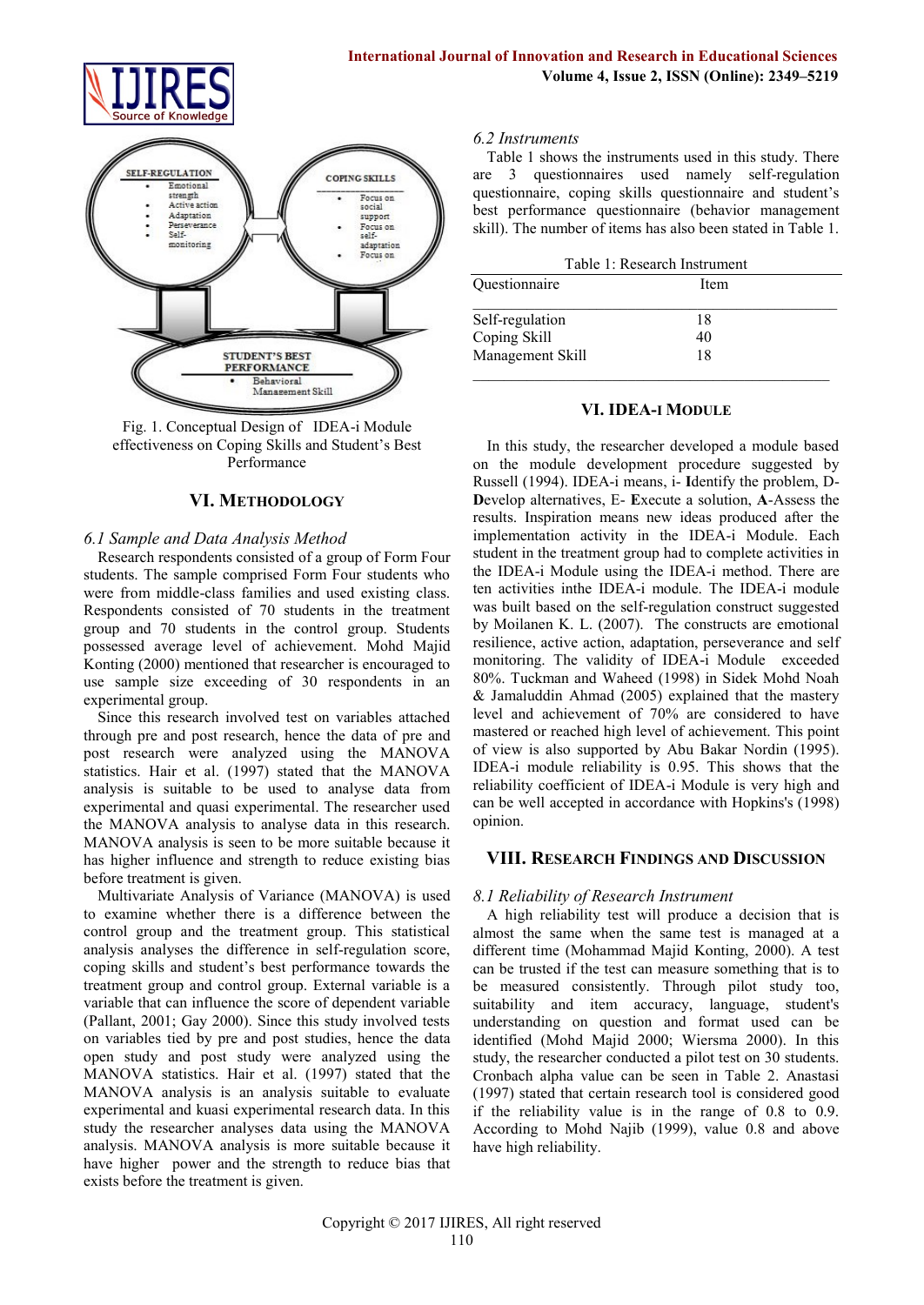Fig. 1. Conceptual Design of IDEA-i Module effectiveness on Coping Skills and Student's Best Performance

## VI. Methodology

### 6.1 Sample and Data Analysis Method

Research respondents consisted of a group of Form Four students. The sample comprised Form Four students who were from middle-class families and used existing class. Respondents consisted of 70 students in the treatment group and 70 students in the control group. Students possessed average level of achievement. Mohd Majid Konting (2000) mentioned that researcher is encouraged to use sample size exceeding of 30 respondents in an experimental group.

Since this research involved test on variables attached through pre and post research, hence the data of pre and post research were analyzed using the MANOVA statistics. Hair et al. (1997) stated that the MANOVA analysis is suitable to be used to analyse data from experimental and quasi experimental. The researcher used the MANOVA analysis to analyse data in this research. MANOVA analysis is seen to be more suitable because it has higher influence and strength to reduce existing bias before treatment is given.

Multivariate Analysis of Variance (MANOVA) is used to examine whether there is a difference between the control group and the treatment group. This statistical analysis analyses the difference in self-regulation score, coping skills and student's best performance towards the treatment group and control group. External variable is a variable that can influence the score of dependent variable (Pallant, 2001; Gay 2000). Since this study involved tests on variables tied by pre and post studies, hence the data open study and post study were analyzed using the MANOVA statistics. Hair et al. (1997) stated that the MANOVA analysis is an analysis suitable to evaluate experimental and kuasi experimental research data. In this study the researcher analyses data using the MANOVA analysis. MANOVA analysis is more suitable because it have higher power and the strength to reduce bias that exists before the treatment is given.

### 6.2 Instruments

Table 1 shows the instruments used in this study. There are 3 questionnaires used namely self-regulation questionnaire, coping skills questionnaire and student's best performance questionnaire (behavior management skill). The number of items has also been stated in Table 1.

Table 1: Research Instrument

| Questionnaire | Item |
|---|---|
| Self-regulation | 18 |
| Coping Skill | 40 |
| Management Skill | 18 |

## VI. IDEA-i Module

In this study, the researcher developed a module based on the module development procedure suggested by Russell (1994). IDEA-i means, i- **I**dentify the problem, D- **D**evelop alternatives, E- **E**xecute a solution, **A**-Assess the results. Inspiration means new ideas produced after the implementation activity in the IDEA-i Module. Each student in the treatment group had to complete activities in the IDEA-i Module using the IDEA-i method. There are ten activities inthe IDEA-i module. The IDEA-i module was built based on the self-regulation construct suggested by Moilanen K. L. (2007). The constructs are emotional resilience, active action, adaptation, perseverance and self monitoring. The validity of IDEA-i Module exceeded 80%. Tuckman and Waheed (1998) in Sidek Mohd Noah & Jamaluddin Ahmad (2005) explained that the mastery level and achievement of 70% are considered to have mastered or reached high level of achievement. This point of view is also supported by Abu Bakar Nordin (1995). IDEA-i module reliability is 0.95. This shows that the reliability coefficient of IDEA-i Module is very high and can be well accepted in accordance with Hopkins's (1998) opinion.

## VIII. Research Findings and Discussion

### 8.1 Reliability of Research Instrument

A high reliability test will produce a decision that is almost the same when the same test is managed at a different time (Mohammad Majid Konting, 2000). A test can be trusted if the test can measure something that is to be measured consistently. Through pilot study too, suitability and item accuracy, language, student's understanding on question and format used can be identified (Mohd Majid 2000; Wiersma 2000). In this study, the researcher conducted a pilot test on 30 students. Cronbach alpha value can be seen in Table 2. Anastasi (1997) stated that certain research tool is considered good if the reliability value is in the range of 0.8 to 0.9. According to Mohd Najib (1999), value 0.8 and above have high reliability.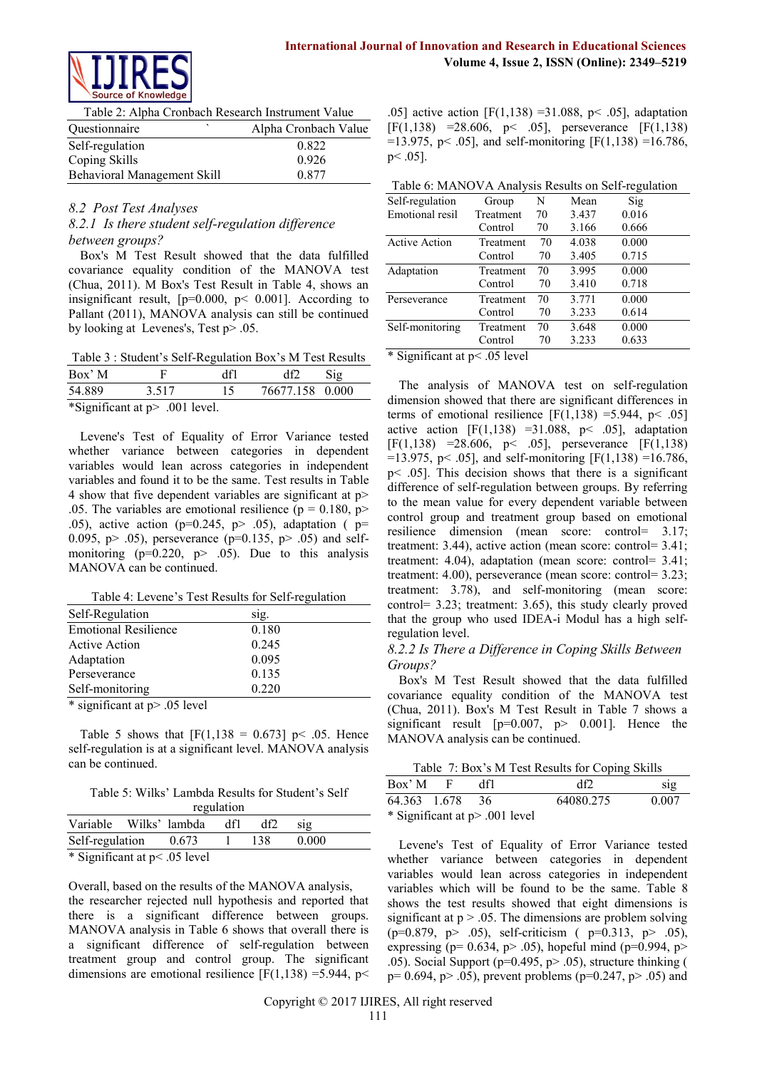Table 2: Alpha Cronbach Research Instrument Value

| Questionnaire | Alpha Cronbach Value |
|---|---|
| Self-regulation | 0.822 |
| Coping Skills | 0.926 |
| Behavioral Management Skill | 0.877 |

### *8.2 Post Test Analyses*

#### *8.2.1 Is there student self-regulation difference between groups?*

Box's M Test Result showed that the data fulfilled covariance equality condition of the MANOVA test (Chua, 2011). M Box's Test Result in Table 4, shows an insignificant result, [p=0.000, p< 0.001]. According to Pallant (2011), MANOVA analysis can still be continued by looking at Levenes's, Test p> .05.

Table 3 : Student's Self-Regulation Box's M Test Results

| Box' M | F | df1 | df2 | Sig |
|---|---|---|---|---|
| 54.889 | 3.517 | 15 | 76677.158 | 0.000 |

*Significant at p> .001 level.

Levene's Test of Equality of Error Variance tested whether variance between categories in dependent variables would lean across categories in independent variables and found it to be the same. Test results in Table 4 show that five dependent variables are significant at p> .05. The variables are emotional resilience (p = 0.180, p> .05), active action (p=0.245, p> .05), adaptation ( p= 0.095, p> .05), perseverance (p=0.135, p> .05) and self-monitoring (p=0.220, p> .05). Due to this analysis MANOVA can be continued.

Table 4: Levene's Test Results for Self-regulation

| Self-Regulation | sig. |
|---|---|
| Emotional Resilience | 0.180 |
| Active Action | 0.245 |
| Adaptation | 0.095 |
| Perseverance | 0.135 |
| Self-monitoring | 0.220 |

* significant at p> .05 level

Table 5 shows that [F(1,138 = 0.673] p< .05. Hence self-regulation is at a significant level. MANOVA analysis can be continued.

Table 5: Wilks' Lambda Results for Student's Self regulation

| Variable | Wilks' lambda | df1 | df2 | sig |
|---|---|---|---|---|
| Self-regulation | 0.673 | 1 | 138 | 0.000 |

* Significant at p< .05 level

Overall, based on the results of the MANOVA analysis, the researcher rejected null hypothesis and reported that there is a significant difference between groups. MANOVA analysis in Table 6 shows that overall there is a significant difference of self-regulation between treatment group and control group. The significant dimensions are emotional resilience [F(1,138) =5.944, p< .05] active action [F(1,138) =31.088, p< .05], adaptation [F(1,138) =28.606, p< .05], perseverance [F(1,138) =13.975, p< .05], and self-monitoring [F(1,138) =16.786, p< .05].

Table 6: MANOVA Analysis Results on Self-regulation

| Self-regulation | Group | N | Mean | Sig |
|---|---|---|---|---|
| Emotional resil | Treatment | 70 | 3.437 | 0.016 |
| | Control | 70 | 3.166 | 0.666 |
| Active Action | Treatment | 70 | 4.038 | 0.000 |
| | Control | 70 | 3.405 | 0.715 |
| Adaptation | Treatment | 70 | 3.995 | 0.000 |
| | Control | 70 | 3.410 | 0.718 |
| Perseverance | Treatment | 70 | 3.771 | 0.000 |
| | Control | 70 | 3.233 | 0.614 |
| Self-monitoring | Treatment | 70 | 3.648 | 0.000 |
| | Control | 70 | 3.233 | 0.633 |

* Significant at p< .05 level

The analysis of MANOVA test on self-regulation dimension showed that there are significant differences in terms of emotional resilience [F(1,138) =5.944, p< .05] active action [F(1,138) =31.088, p< .05], adaptation [F(1,138) =28.606, p< .05], perseverance [F(1,138) =13.975, p< .05], and self-monitoring [F(1,138) =16.786, p< .05]. This decision shows that there is a significant difference of self-regulation between groups. By referring to the mean value for every dependent variable between control group and treatment group based on emotional resilience dimension (mean score: control= 3.17; treatment: 3.44), active action (mean score: control= 3.41; treatment: 4.04), adaptation (mean score: control= 3.41; treatment: 4.00), perseverance (mean score: control= 3.23; treatment: 3.78), and self-monitoring (mean score: control= 3.23; treatment: 3.65), this study clearly proved that the group who used IDEA-i Modul has a high self-regulation level.

#### *8.2.2 Is There a Difference in Coping Skills Between Groups?*

Box's M Test Result showed that the data fulfilled covariance equality condition of the MANOVA test (Chua, 2011). Box's M Test Result in Table 7 shows a significant result [p=0.007, p> 0.001]. Hence the MANOVA analysis can be continued.

Table 7: Box's M Test Results for Coping Skills

| Box' M | F | df1 | df2 | sig |
|---|---|---|---|---|
| 64.363 | 1.678 | 36 | 64080.275 | 0.007 |

* Significant at p> .001 level

Levene's Test of Equality of Error Variance tested whether variance between categories in dependent variables would lean across categories in independent variables which will be found to be the same. Table 8 shows the test results showed that eight dimensions is significant at p > .05. The dimensions are problem solving (p=0.879, p> .05), self-criticism ( p=0.313, p> .05), expressing (p= 0.634, p> .05), hopeful mind (p=0.994, p> .05). Social Support (p=0.495, p> .05), structure thinking ( p= 0.694, p> .05), prevent problems (p=0.247, p> .05) and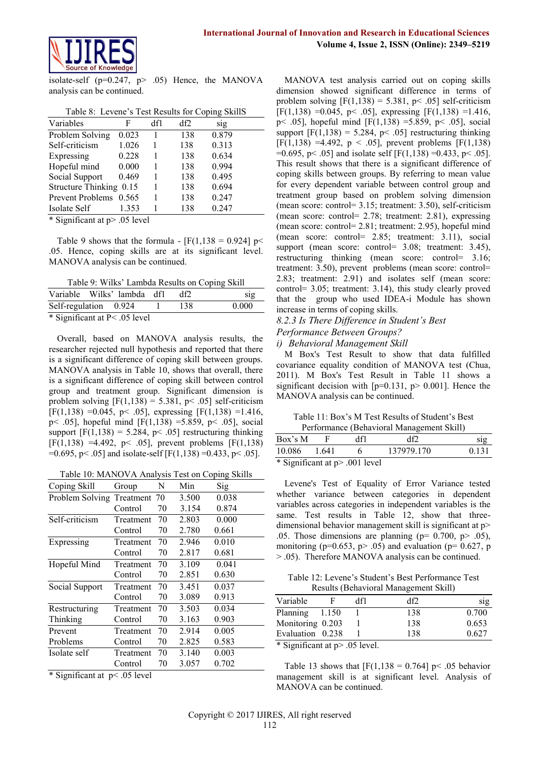isolate-self (p=0.247, p> .05) Hence, the MANOVA analysis can be continued.

Table 8: Levene's Test Results for Coping SkillS

| Variables | F | df1 | df2 | sig |
|---|---|---|---|---|
| Problem Solving | 0.023 | 1 | 138 | 0.879 |
| Self-criticism | 1.026 | 1 | 138 | 0.313 |
| Expressing | 0.228 | 1 | 138 | 0.634 |
| Hopeful mind | 0.000 | 1 | 138 | 0.994 |
| Social Support | 0.469 | 1 | 138 | 0.495 |
| Structure Thinking | 0.15 | 1 | 138 | 0.694 |
| Prevent Problems | 0.565 | 1 | 138 | 0.247 |
| Isolate Self | 1.353 | 1 | 138 | 0.247 |

* Significant at p> .05 level

Table 9 shows that the formula - [F(1,138 = 0.924] p< .05. Hence, coping skills are at its significant level. MANOVA analysis can be continued.

Table 9: Wilks' Lambda Results on Coping Skill

| Variable | Wilks' lambda | df1 | df2 | sig |
|---|---|---|---|---|
| Self-regulation | 0.924 | 1 | 138 | 0.000 |

* Significant at P< .05 level

Overall, based on MANOVA analysis results, the researcher rejected null hypothesis and reported that there is a significant difference of coping skill between groups. MANOVA analysis in Table 10, shows that overall, there is a significant difference of coping skill between control group and treatment group. Significant dimension is problem solving [F(1,138) = 5.381, p< .05] self-criticism [F(1,138) =0.045, p< .05], expressing [F(1,138) =1.416, p< .05], hopeful mind [F(1,138) =5.859, p< .05], social support [F(1,138) = 5.284, p< .05] restructuring thinking [F(1,138) =4.492, p< .05], prevent problems [F(1,138) =0.695, p< .05] and isolate-self [F(1,138) =0.433, p< .05].

Table 10: MANOVA Analysis Test on Coping Skills

| Coping Skill | Group | N | Min | Sig |
|---|---|---|---|---|
| Problem Solving | Treatment | 70 | 3.500 | 0.038 |
| | Control | 70 | 3.154 | 0.874 |
| Self-criticism | Treatment | 70 | 2.803 | 0.000 |
| | Control | 70 | 2.780 | 0.661 |
| Expressing | Treatment | 70 | 2.946 | 0.010 |
| | Control | 70 | 2.817 | 0.681 |
| Hopeful Mind | Treatment | 70 | 3.109 | 0.041 |
| | Control | 70 | 2.851 | 0.630 |
| Social Support | Treatment | 70 | 3.451 | 0.037 |
| | Control | 70 | 3.089 | 0.913 |
| Restructuring Thinking | Treatment | 70 | 3.503 | 0.034 |
| | Control | 70 | 3.163 | 0.903 |
| Prevent Problems | Treatment | 70 | 2.914 | 0.005 |
| | Control | 70 | 2.825 | 0.583 |
| Isolate self | Treatment | 70 | 3.140 | 0.003 |
| | Control | 70 | 3.057 | 0.702 |

* Significant at p< .05 level

MANOVA test analysis carried out on coping skills dimension showed significant difference in terms of problem solving [F(1,138) = 5.381, p< .05] self-criticism [F(1,138) =0.045, p< .05], expressing [F(1,138) =1.416, p< .05], hopeful mind [F(1,138) =5.859, p< .05], social support [F(1,138) = 5.284, p< .05] restructuring thinking [F(1,138) =4.492, p < .05], prevent problems [F(1,138) =0.695, p< .05] and isolate self [F(1,138) =0.433, p< .05]. This result shows that there is a significant difference of coping skills between groups. By referring to mean value for every dependent variable between control group and treatment group based on problem solving dimension (mean score: control= 3.15; treatment: 3.50), self-criticism (mean score: control= 2.78; treatment: 2.81), expressing (mean score: control= 2.81; treatment: 2.95), hopeful mind (mean score: control= 2.85; treatment: 3.11), social support (mean score: control= 3.08; treatment: 3.45), restructuring thinking (mean score: control= 3.16; treatment: 3.50), prevent problems (mean score: control= 2.83; treatment: 2.91) and isolates self (mean score: control= 3.05; treatment: 3.14), this study clearly proved that the group who used IDEA-i Module has shown increase in terms of coping skills.

### *8.2.3 Is There Difference in Student's Best Performance Between Groups?*

#### *i) Behavioral Management Skill*

M Box's Test Result to show that data fulfilled covariance equality condition of MANOVA test (Chua, 2011). M Box's Test Result in Table 11 shows a significant decision with [p=0.131, p> 0.001]. Hence the MANOVA analysis can be continued.

Table 11: Box's M Test Results of Student's Best Performance (Behavioral Management Skill)

| Box's M | F | df1 | df2 | sig |
|---|---|---|---|---|
| 10.086 | 1.641 | 6 | 137979.170 | 0.131 |

* Significant at p> .001 level

Levene's Test of Equality of Error Variance tested whether variance between categories in dependent variables across categories in independent variables is the same. Test results in Table 12, show that three-dimensional behavior management skill is significant at p> .05. Those dimensions are planning (p= 0.700, p> .05), monitoring (p=0.653, p> .05) and evaluation (p= 0.627, p > .05). Therefore MANOVA analysis can be continued.

Table 12: Levene's Student's Best Performance Test Results (Behavioral Management Skill)

| Variable | F | df1 | df2 | sig |
|---|---|---|---|---|
| Planning | 1.150 | 1 | 138 | 0.700 |
| Monitoring | 0.203 | 1 | 138 | 0.653 |
| Evaluation | 0.238 | 1 | 138 | 0.627 |

* Significant at p> .05 level.

Table 13 shows that [F(1,138 = 0.764] p< .05 behavior management skill is at significant level. Analysis of MANOVA can be continued.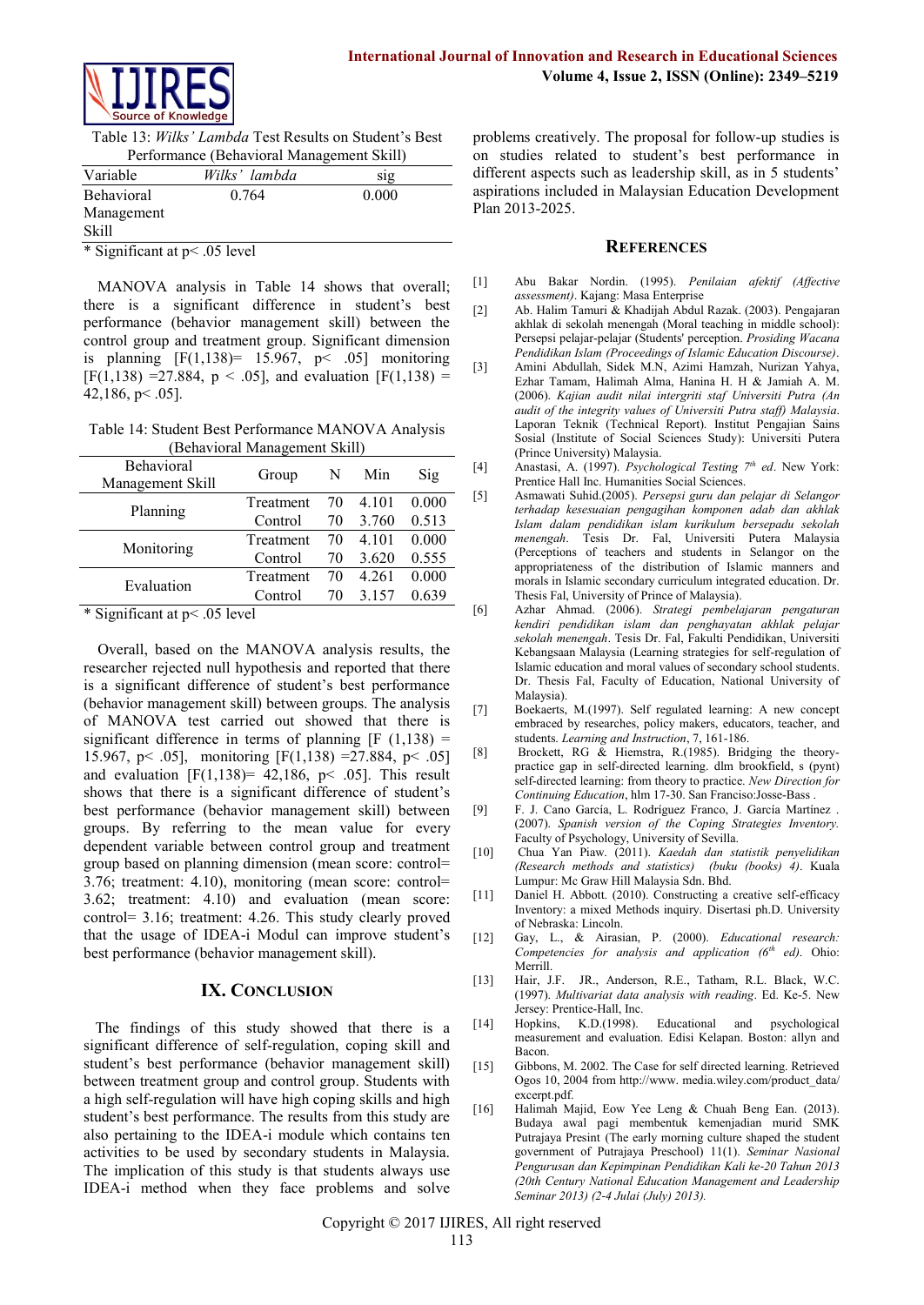Table 13: *Wilks' Lambda* Test Results on Student's Best Performance (Behavioral Management Skill)

| Variable | *Wilks' lambda* | sig |
|---|---|---|
| Behavioral Management Skill | 0.764 | 0.000 |

\* Significant at p< .05 level

MANOVA analysis in Table 14 shows that overall; there is a significant difference in student's best performance (behavior management skill) between the control group and treatment group. Significant dimension is planning [$F(1,138)$= 15.967, $p< .05$] monitoring [$F(1,138)$ =27.884, $p < .05$], and evaluation [$F(1,138)$ = 42,186, $p< .05$].

Table 14: Student Best Performance MANOVA Analysis (Behavioral Management Skill)

| Behavioral Management Skill | Group | N | Min | Sig |
|---|---|---|---|---|
| Planning | Treatment | 70 | 4.101 | 0.000 |
| | Control | 70 | 3.760 | 0.513 |
| Monitoring | Treatment | 70 | 4.101 | 0.000 |
| | Control | 70 | 3.620 | 0.555 |
| Evaluation | Treatment | 70 | 4.261 | 0.000 |
| | Control | 70 | 3.157 | 0.639 |

\* Significant at p< .05 level

Overall, based on the MANOVA analysis results, the researcher rejected null hypothesis and reported that there is a significant difference of student's best performance (behavior management skill) between groups. The analysis of MANOVA test carried out showed that there is significant difference in terms of planning [$F(1,138)$ = 15.967, $p< .05$], monitoring [$F(1,138)$ =27.884, $p< .05$] and evaluation [$F(1,138)$= 42,186, $p< .05$]. This result shows that there is a significant difference of student's best performance (behavior management skill) between groups. By referring to the mean value for every dependent variable between control group and treatment group based on planning dimension (mean score: control= 3.76; treatment: 4.10), monitoring (mean score: control= 3.62; treatment: 4.10) and evaluation (mean score: control= 3.16; treatment: 4.26. This study clearly proved that the usage of IDEA-i Modul can improve student's best performance (behavior management skill).

## IX. Conclusion

The findings of this study showed that there is a significant difference of self-regulation, coping skill and student's best performance (behavior management skill) between treatment group and control group. Students with a high self-regulation will have high coping skills and high student's best performance. The results from this study are also pertaining to the IDEA-i module which contains ten activities to be used by secondary students in Malaysia. The implication of this study is that students always use IDEA-i method when they face problems and solve problems creatively. The proposal for follow-up studies is on studies related to student's best performance in different aspects such as leadership skill, as in 5 students' aspirations included in Malaysian Education Development Plan 2013-2025.

## References

[1] Abu Bakar Nordin. (1995). *Penilaian afektif (Affective assessment)*. Kajang: Masa Enterprise

[2] Ab. Halim Tamuri & Khadijah Abdul Razak. (2003). Pengajaran akhlak di sekolah menengah (Moral teaching in middle school): Persepsi pelajar-pelajar (Students' perception. *Prosiding Wacana Pendidikan Islam (Proceedings of Islamic Education Discourse)*.

[3] Amini Abdullah, Sidek M.N, Azimi Hamzah, Nurizan Yahya, Ezhar Tamam, Halimah Alma, Hanina H. H & Jamiah A. M. (2006). *Kajian audit nilai intergriti staf Universiti Putra (An audit of the integrity values of Universiti Putra staff) Malaysia*. Laporan Teknik (Technical Report). Institut Pengajian Sains Sosial (Institute of Social Sciences Study): Universiti Putera (Prince University) Malaysia.

[4] Anastasi, A. (1997). *Psychological Testing 7th ed*. New York: Prentice Hall Inc. Humanities Social Sciences.

[5] Asmawati Suhid.(2005). *Persepsi guru dan pelajar di Selangor terhadap kesesuaian pengagihan komponen adab dan akhlak Islam dalam pendidikan islam kurikulum bersepadu sekolah menengah*. Tesis Dr. Fal, Universiti Putera Malaysia (Perceptions of teachers and students in Selangor on the appropriateness of the distribution of Islamic manners and morals in Islamic secondary curriculum integrated education. Dr. Thesis Fal, University of Prince of Malaysia).

[6] Azhar Ahmad. (2006). *Strategi pembelajaran pengaturan kendiri pendidikan islam dan penghayatan akhlak pelajar sekolah menengah*. Tesis Dr. Fal, Fakulti Pendidikan, Universiti Kebangsaan Malaysia (Learning strategies for self-regulation of Islamic education and moral values of secondary school students. Dr. Thesis Fal, Faculty of Education, National University of Malaysia).

[7] Boekaerts, M.(1997). Self regulated learning: A new concept embraced by researches, policy makers, educators, teacher, and students. *Learning and Instruction*, 7, 161-186.

[8] Brockett, RG & Hiemstra, R.(1985). Bridging the theory-practice gap in self-directed learning. dlm brookfield, s (pynt) self-directed learning: from theory to practice. *New Direction for Continuing Education*, hlm 17-30. San Franciso:Josse-Bass .

[9] F. J. Cano García, L. Rodríguez Franco, J. García Martínez . (2007). *Spanish version of the Coping Strategies Inventory*. Faculty of Psychology, University of Sevilla.

[10] Chua Yan Piaw. (2011). *Kaedah dan statistik penyelidikan (Research methods and statistics) (buku (books) 4)*. Kuala Lumpur: Mc Graw Hill Malaysia Sdn. Bhd.

[11] Daniel H. Abbott. (2010). Constructing a creative self-efficacy Inventory: a mixed Methods inquiry. Disertasi ph.D. University of Nebraska: Lincoln.

[12] Gay, L., & Airasian, P. (2000). *Educational research: Competencies for analysis and application (6th ed)*. Ohio: Merrill.

[13] Hair, J.F. JR., Anderson, R.E., Tatham, R.L. Black, W.C. (1997). *Multivariat data analysis with reading*. Ed. Ke-5. New Jersey: Prentice-Hall, Inc.

[14] Hopkins, K.D.(1998). Educational and psychological measurement and evaluation. Edisi Kelapan. Boston: allyn and Bacon.

[15] Gibbons, M. 2002. The Case for self directed learning. Retrieved Ogos 10, 2004 from http://www. media.wiley.com/product_data/ excerpt.pdf.

[16] Halimah Majid, Eow Yee Leng & Chuah Beng Ean. (2013). Budaya awal pagi membentuk kemenjadian murid SMK Putrajaya Presint (The early morning culture shaped the student government of Putrajaya Preschool) 11(1). *Seminar Nasional Pengurusan dan Kepimpinan Pendidikan Kali ke-20 Tahun 2013 (20th Century National Education Management and Leadership Seminar 2013) (2-4 Julai (July) 2013).*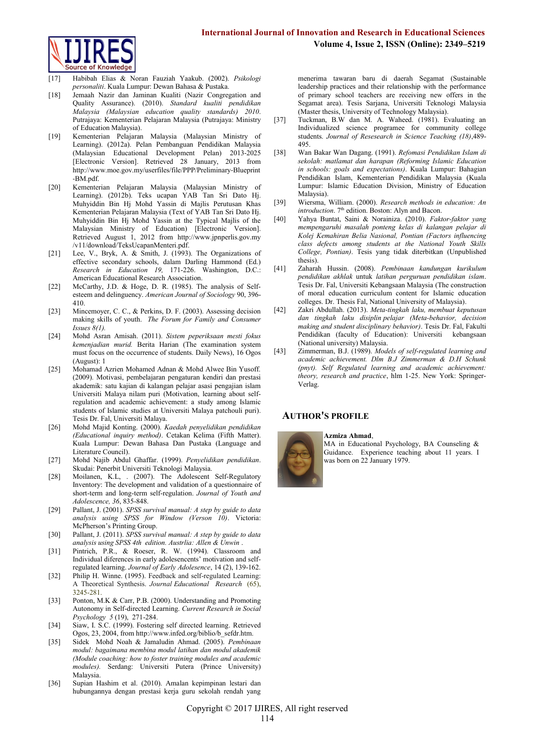[17] Habibah Elias & Noran Fauziah Yaakub. (2002). *Psikologi personaliti*. Kuala Lumpur: Dewan Bahasa & Pustaka.

[18] Jemaah Nazir dan Jaminan Kualiti (Nazir Congregation and Quality Assurance). (2010). *Standard kualiti pendidikan Malaysia (Malaysian education quality standards) 2010*. Putrajaya: Kementerian Pelajaran Malaysia (Putrajaya: Ministry of Education Malaysia).

[19] Kementerian Pelajaran Malaysia (Malaysian Ministry of Learning). (2012a). Pelan Pembangunan Pendidikan Malaysia (Malaysian Educational Development Pelan) 2013-2025 [Electronic Version]. Retrieved 28 January, 2013 from http://www.moe.gov.my/userfiles/file/PPP/Preliminary-Blueprint-BM.pdf.

[20] Kementerian Pelajaran Malaysia (Malaysian Ministry of Learning). (2012b). Teks ucapan YAB Tan Sri Dato Hj. Muhyiddin Bin Hj Mohd Yassin di Majlis Perutusan Khas Kementerian Pelajaran Malaysia (Text of YAB Tan Sri Dato Hj. Muhyiddin Bin Hj Mohd Yassin at the Typical Majlis of the Malaysian Ministry of Education) [Electronic Version]. Retrieved August 1, 2012 from http://www.jpnperlis.edu.my/v11/download/TeksUcapanMenteri.pdf.

[21] Lee, V., Bryk, A. & Smith, J. (1993). The Organizations of effective secondary schools, dalam Darling Hammond (Ed.) *Research in Education 19,* 171-226. Washington, D.C.: American Educational Research Association.

[22] McCarthy, J.D. & Hoge, D. R. (1985). The analysis of Self-esteem and delinguency. *American Journal of Sociology* 90, 396-410.

[23] Mincemoyer, C. C., & Perkins, D. F. (2003). Assessing decision making skills of youth. *The Forum for Family and Consumer Issues 8(1).*

[24] Mohd Asran Amisah. (2011). *Sistem peperiksaan mesti fokus kemenjadian murid.* Berita Harian (The examination system must focus on the occurrence of students. Daily News), 16 Ogos (August): 1

[25] Mohamad Azrien Mohamed Adnan & Mohd Alwee Bin Yusoff. (2009). Motivasi, pembelajaran pengaturan kendiri dan prestasi akademik: satu kajian di kalangan pelajar asasi pengajian islam Universiti Malaya nilam puri (Motivation, learning about self-regulation and academic achievement: a study among Islamic students of Islamic studies at Universiti Malaya patchouli puri). Tesis Dr. Fal, Universiti Malaya.

[26] Mohd Majid Konting. (2000). *Kaedah penyelidikan pendidikan (Educational inquiry method)*. Cetakan Kelima (Fifth Matter). Kuala Lumpur: Dewan Bahasa Dan Pustaka (Language and Literature Council).

[27] Mohd Najib Abdul Ghaffar. (1999). *Penyelidikan pendidikan*. Skudai: Penerbit Universiti Teknologi Malaysia.

[28] Moilanen, K.L, . (2007). The Adolescent Self-Regulatory Inventory: The development and validation of a questionnaire of short-term and long-term self-regulation. *Journal of Youth and Adolescence, 36*, 835-848.

[29] Pallant, J. (2001). *SPSS survival manual: A step by guide to data analysis using SPSS for Window (Verson 10)*. Victoria: McPherson's Printing Group.

[30] Pallant, J. (2011). *SPSS survival manual: A step by guide to data analysis using SPSS 4th edition. Austrlia: Allen & Unwin* .

[31] Pintrich, P.R., & Roeser, R. W. (1994). Classroom and Individual diferences in early adolesencents' motivation and self-regulated learning. *Journal of Early Adolesence*, 14 (2), 139-162.

[32] Philip H. Winne. (1995). Feedback and self-regulated Learning: A Theoretical Synthesis. *Journal Educational Research* (65), 3245-281.

[33] Ponton, M.K & Carr, P.B. (2000). Understanding and Promoting Autonomy in Self-directed Learning. *Current Research in Social Psychology 5* (19), 271-284.

[34] Siaw, I. S.C. (1999). Fostering self directed learning. Retrieved Ogos, 23, 2004, from http://www.infed.org/biblio/b_sefdr.htm.

[35] Sidek Mohd Noah & Jamaludin Ahmad. (2005). *Pembinaan modul: bagaimana membina modul latihan dan modul akademik (Module coaching: how to foster training modules and academic modules).* Serdang: Universiti Putera (Prince University) Malaysia.

[36] Supian Hashim et al. (2010). Amalan kepimpinan lestari dan hubungannya dengan prestasi kerja guru sekolah rendah yang menerima tawaran baru di daerah Segamat (Sustainable leadership practices and their relationship with the performance of primary school teachers are receiving new offers in the Segamat area). Tesis Sarjana, Universiti Teknologi Malaysia (Master thesis, University of Technology Malaysia).

[37] Tuckman, B.W dan M. A. Waheed. (1981). Evaluating an Individualized science programee for community college students. *Journal of Resesearch in Science Teaching (18)*,489-495.

[38] Wan Bakar Wan Dagang. (1991). *Refomasi Pendidikan Islam di sekolah: matlamat dan harapan (Reforming Islamic Education in schools: goals and expectations)*. Kuala Lumpur: Bahagian Pendidikan Islam, Kementerian Pendidikan Malaysia (Kuala Lumpur: Islamic Education Division, Ministry of Education Malaysia).

[39] Wiersma, William. (2000). *Research methods in education: An introduction*. 7th edition. Boston: Alyn and Bacon.

[40] Yahya Buntat, Saini & Norainiza. (2010). *Faktor-faktor yang mempengaruhi masalah ponteng kelas di kalangan pelajar di Kolej Kemahiran Belia Nasional, Pontian (Factors influencing class defects among students at the National Youth Skills College, Pontian)*. Tesis yang tidak diterbitkan (Unpublished thesis).

[41] Zaharah Hussin. (2008). *Pembinaan kandungan kurikulum pendidikan akhlak* untuk *latihan perguruan pendidikan islam*. Tesis Dr. Fal, Universiti Kebangsaan Malaysia (The construction of moral education curriculum content for Islamic education colleges. Dr. Thesis Fal, National University of Malaysia).

[42] Zakri Abdullah. (2013). *Meta-tingkah laku, membuat keputusan dan tingkah laku disiplin pelajar (Meta-behavior, decision making and student disciplinary behavior)*. Tesis Dr. Fal, Fakulti Pendidikan (faculty of Education): Universiti kebangsaan (National university) Malaysia.

[43] Zimmerman, B.J. (1989). *Models of self-regulated learning and academic achievement. Dlm B.J Zimmerman & D.H Schunk (pnyt). Self Regulated learning and academic achievement: theory, research and practice*, hlm 1-25. New York: Springer-Verlag.

## AUTHOR'S PROFILE

**Azmiza Ahmad**,
MA in Educational Psychology, BA Counseling & Guidance. Experience teaching about 11 years. I was born on 22 January 1979.